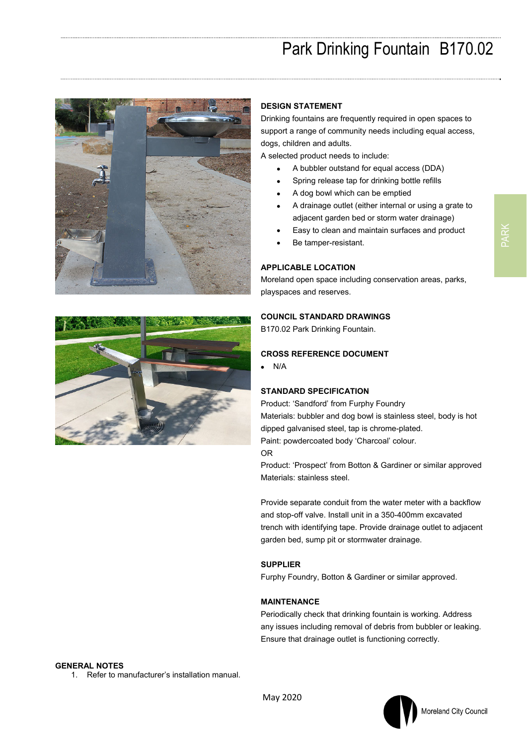# Park Drinking Fountain B170.02

## DESIGN STATEMENT

Drinking fountains are frequently required in open spaces to support a range of community needs including equal access, dogs, children and adults.

A selected product needs to include:

- A bubbler outstand for equal access (DDA)
- Spring release tap for drinking bottle refills
- A dog bowl which can be emptied
- A drainage outlet (either internal or using a grate to adjacent garden bed or storm water drainage)
- Easy to clean and maintain surfaces and product
- Be tamper-resistant.

## APPLICABLE LOCATION

Moreland open space including conservation areas, parks, playspaces and reserves.

## COUNCIL STANDARD DRAWINGS

B170.02 Park Drinking Fountain.

## CROSS REFERENCE DOCUMENT

- N/A

## STANDARD SPECIFICATION

Product: 'Sandford' from Furphy Foundry
Materials: bubbler and dog bowl is stainless steel, body is hot dipped galvanised steel, tap is chrome-plated.
Paint: powdercoated body 'Charcoal' colour.
OR
Product: 'Prospect' from Botton & Gardiner or similar approved
Materials: stainless steel.

Provide separate conduit from the water meter with a backflow and stop-off valve. Install unit in a 350-400mm excavated trench with identifying tape. Provide drainage outlet to adjacent garden bed, sump pit or stormwater drainage.

## SUPPLIER

Furphy Foundry, Botton & Gardiner or similar approved.

## MAINTENANCE

Periodically check that drinking fountain is working. Address any issues including removal of debris from bubbler or leaking. Ensure that drainage outlet is functioning correctly.

## GENERAL NOTES

1. Refer to manufacturer's installation manual.

May 2020

Moreland City Council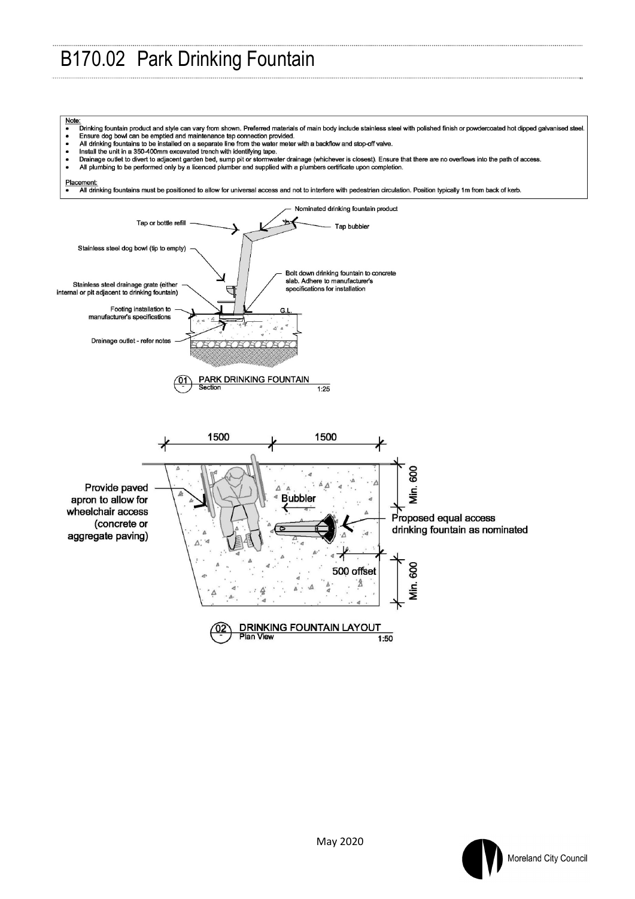# B170.02 Park Drinking Fountain

Note:

- Drinking fountain product and style can vary from shown. Preferred materials of main body include stainless steel with polished finish or powdercoated hot dipped galvanised steel.
- Ensure dog bowl can be emptied and maintenance tap connection provided.
- All drinking fountains to be installed on a separate line from the water meter with a backflow and stop-off valve.
- Install the unit in a 350-400mm excavated trench with identifying tape.
- Drainage outlet to divert to adjacent garden bed, sump pit or stormwater drainage (whichever is closest). Ensure that there are no overflows into the path of access.
- All plumbing to be performed only by a licenced plumber and supplied with a plumbers certificate upon completion.

Placement:

- All drinking fountains must be positioned to allow for universal access and not to interfere with pedestrian circulation. Position typically 1m from back of kerb.

Nominated drinking fountain product
Tap or bottle refill
Tap bubbler
Stainless steel dog bowl (tip to empty)
Bolt down drinking fountain to concrete slab. Adhere to manufacturer's specifications for installation
Stainless steel drainage grate (either internal or pit adjacent to drinking fountain)
Footing installation to manufacturer's specifications
G.L.
Drainage outlet - refer notes

01 PARK DRINKING FOUNTAIN
Section 1:25

1500
1500
Min. 600
Provide paved apron to allow for wheelchair access (concrete or aggregate paving)
Bubbler
Proposed equal access drinking fountain as nominated
500 offset
Min. 600

02 DRINKING FOUNTAIN LAYOUT
Plan View 1:50

May 2020